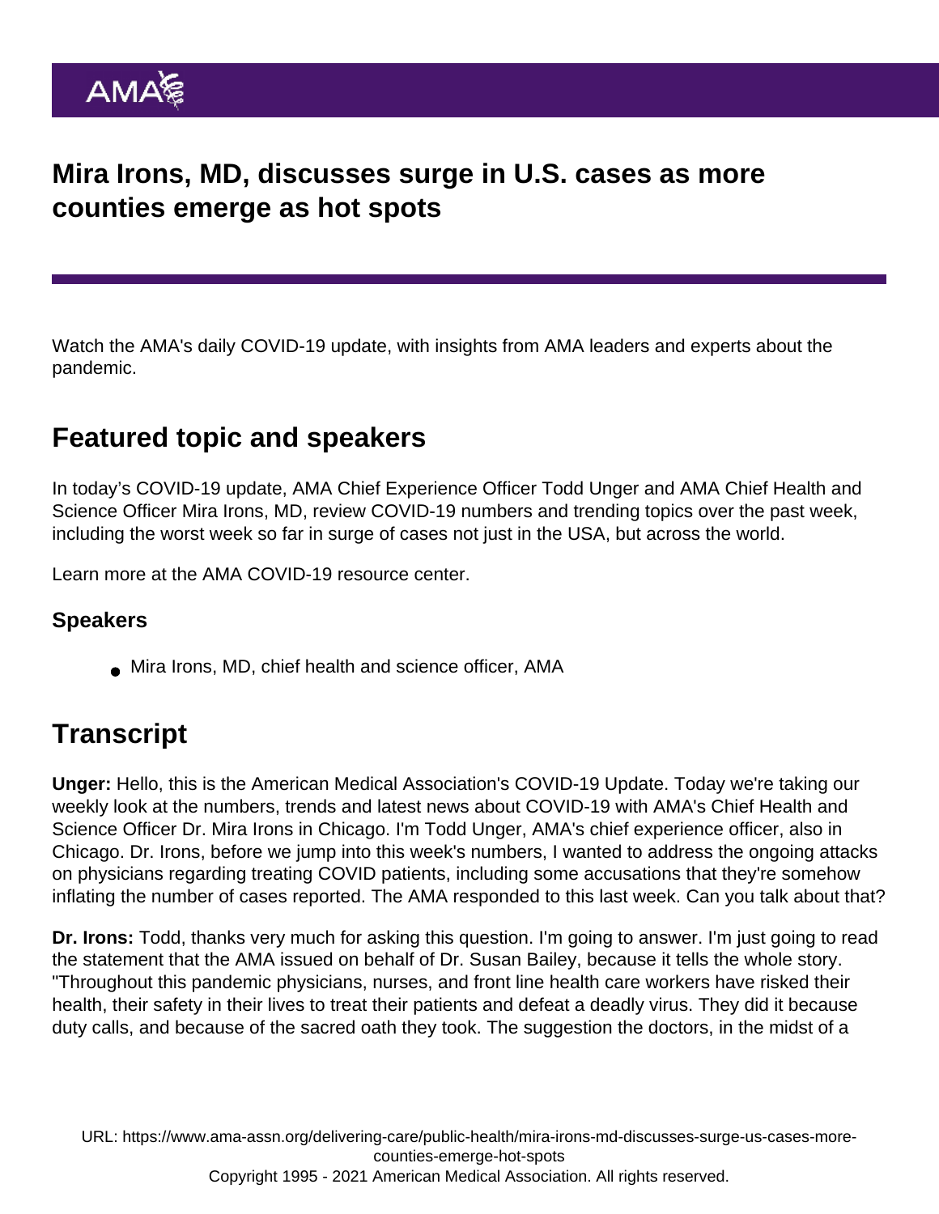# Mira Irons, MD, discusses surge in U.S. cases as more counties emerge as hot spots

Watch the AMA's daily COVID-19 update, with insights from AMA leaders and experts about the pandemic.

## Featured topic and speakers

In today's COVID-19 update, AMA Chief Experience Officer Todd Unger and AMA Chief Health and Science Officer Mira Irons, MD, review COVID-19 numbers and trending topics over the past week, including the worst week so far in surge of cases not just in the USA, but across the world.

Learn more at the AMA COVID-19 resource center.

### Speakers

- Mira Irons, MD, chief health and science officer, AMA

## Transcript

**Unger:** Hello, this is the American Medical Association's COVID-19 Update. Today we're taking our weekly look at the numbers, trends and latest news about COVID-19 with AMA's Chief Health and Science Officer Dr. Mira Irons in Chicago. I'm Todd Unger, AMA's chief experience officer, also in Chicago. Dr. Irons, before we jump into this week's numbers, I wanted to address the ongoing attacks on physicians regarding treating COVID patients, including some accusations that they're somehow inflating the number of cases reported. The AMA responded to this last week. Can you talk about that?

**Dr. Irons:** Todd, thanks very much for asking this question. I'm going to answer. I'm just going to read the statement that the AMA issued on behalf of Dr. Susan Bailey, because it tells the whole story. "Throughout this pandemic physicians, nurses, and front line health care workers have risked their health, their safety in their lives to treat their patients and defeat a deadly virus. They did it because duty calls, and because of the sacred oath they took. The suggestion the doctors, in the midst of a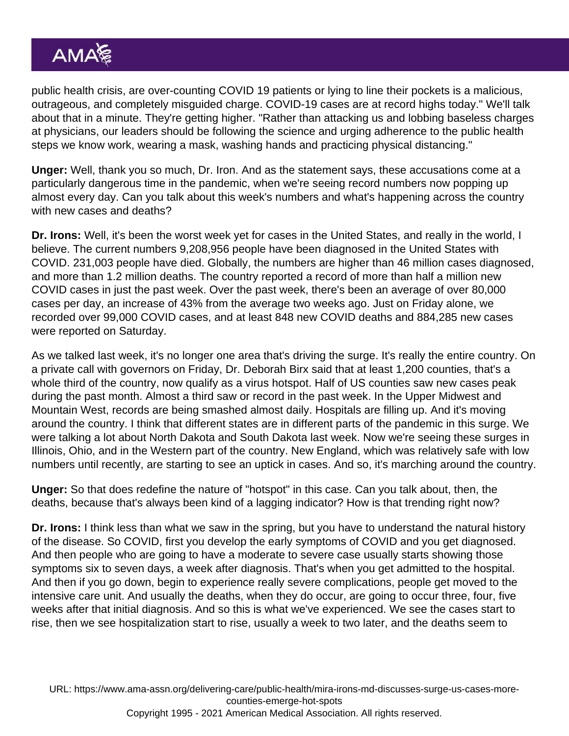public health crisis, are over-counting COVID 19 patients or lying to line their pockets is a malicious, outrageous, and completely misguided charge. COVID-19 cases are at record highs today." We'll talk about that in a minute. They're getting higher. "Rather than attacking us and lobbing baseless charges at physicians, our leaders should be following the science and urging adherence to the public health steps we know work, wearing a mask, washing hands and practicing physical distancing."

**Unger:** Well, thank you so much, Dr. Iron. And as the statement says, these accusations come at a particularly dangerous time in the pandemic, when we're seeing record numbers now popping up almost every day. Can you talk about this week's numbers and what's happening across the country with new cases and deaths?

**Dr. Irons:** Well, it's been the worst week yet for cases in the United States, and really in the world, I believe. The current numbers 9,208,956 people have been diagnosed in the United States with COVID. 231,003 people have died. Globally, the numbers are higher than 46 million cases diagnosed, and more than 1.2 million deaths. The country reported a record of more than half a million new COVID cases in just the past week. Over the past week, there's been an average of over 80,000 cases per day, an increase of 43% from the average two weeks ago. Just on Friday alone, we recorded over 99,000 COVID cases, and at least 848 new COVID deaths and 884,285 new cases were reported on Saturday.

As we talked last week, it's no longer one area that's driving the surge. It's really the entire country. On a private call with governors on Friday, Dr. Deborah Birx said that at least 1,200 counties, that's a whole third of the country, now qualify as a virus hotspot. Half of US counties saw new cases peak during the past month. Almost a third saw or record in the past week. In the Upper Midwest and Mountain West, records are being smashed almost daily. Hospitals are filling up. And it's moving around the country. I think that different states are in different parts of the pandemic in this surge. We were talking a lot about North Dakota and South Dakota last week. Now we're seeing these surges in Illinois, Ohio, and in the Western part of the country. New England, which was relatively safe with low numbers until recently, are starting to see an uptick in cases. And so, it's marching around the country.

**Unger:** So that does redefine the nature of "hotspot" in this case. Can you talk about, then, the deaths, because that's always been kind of a lagging indicator? How is that trending right now?

**Dr. Irons:** I think less than what we saw in the spring, but you have to understand the natural history of the disease. So COVID, first you develop the early symptoms of COVID and you get diagnosed. And then people who are going to have a moderate to severe case usually starts showing those symptoms six to seven days, a week after diagnosis. That's when you get admitted to the hospital. And then if you go down, begin to experience really severe complications, people get moved to the intensive care unit. And usually the deaths, when they do occur, are going to occur three, four, five weeks after that initial diagnosis. And so this is what we've experienced. We see the cases start to rise, then we see hospitalization start to rise, usually a week to two later, and the deaths seem to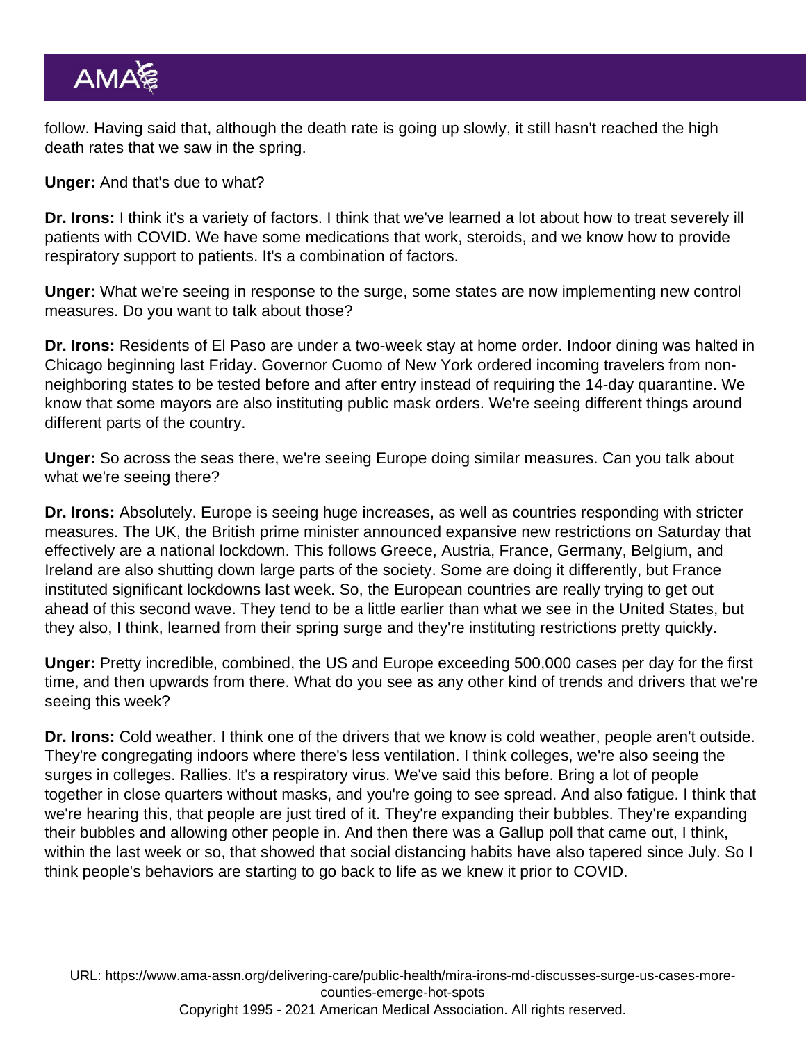follow. Having said that, although the death rate is going up slowly, it still hasn't reached the high death rates that we saw in the spring.

**Unger:** And that's due to what?

**Dr. Irons:** I think it's a variety of factors. I think that we've learned a lot about how to treat severely ill patients with COVID. We have some medications that work, steroids, and we know how to provide respiratory support to patients. It's a combination of factors.

**Unger:** What we're seeing in response to the surge, some states are now implementing new control measures. Do you want to talk about those?

**Dr. Irons:** Residents of El Paso are under a two-week stay at home order. Indoor dining was halted in Chicago beginning last Friday. Governor Cuomo of New York ordered incoming travelers from non-neighboring states to be tested before and after entry instead of requiring the 14-day quarantine. We know that some mayors are also instituting public mask orders. We're seeing different things around different parts of the country.

**Unger:** So across the seas there, we're seeing Europe doing similar measures. Can you talk about what we're seeing there?

**Dr. Irons:** Absolutely. Europe is seeing huge increases, as well as countries responding with stricter measures. The UK, the British prime minister announced expansive new restrictions on Saturday that effectively are a national lockdown. This follows Greece, Austria, France, Germany, Belgium, and Ireland are also shutting down large parts of the society. Some are doing it differently, but France instituted significant lockdowns last week. So, the European countries are really trying to get out ahead of this second wave. They tend to be a little earlier than what we see in the United States, but they also, I think, learned from their spring surge and they're instituting restrictions pretty quickly.

**Unger:** Pretty incredible, combined, the US and Europe exceeding 500,000 cases per day for the first time, and then upwards from there. What do you see as any other kind of trends and drivers that we're seeing this week?

**Dr. Irons:** Cold weather. I think one of the drivers that we know is cold weather, people aren't outside. They're congregating indoors where there's less ventilation. I think colleges, we're also seeing the surges in colleges. Rallies. It's a respiratory virus. We've said this before. Bring a lot of people together in close quarters without masks, and you're going to see spread. And also fatigue. I think that we're hearing this, that people are just tired of it. They're expanding their bubbles. They're expanding their bubbles and allowing other people in. And then there was a Gallup poll that came out, I think, within the last week or so, that showed that social distancing habits have also tapered since July. So I think people's behaviors are starting to go back to life as we knew it prior to COVID.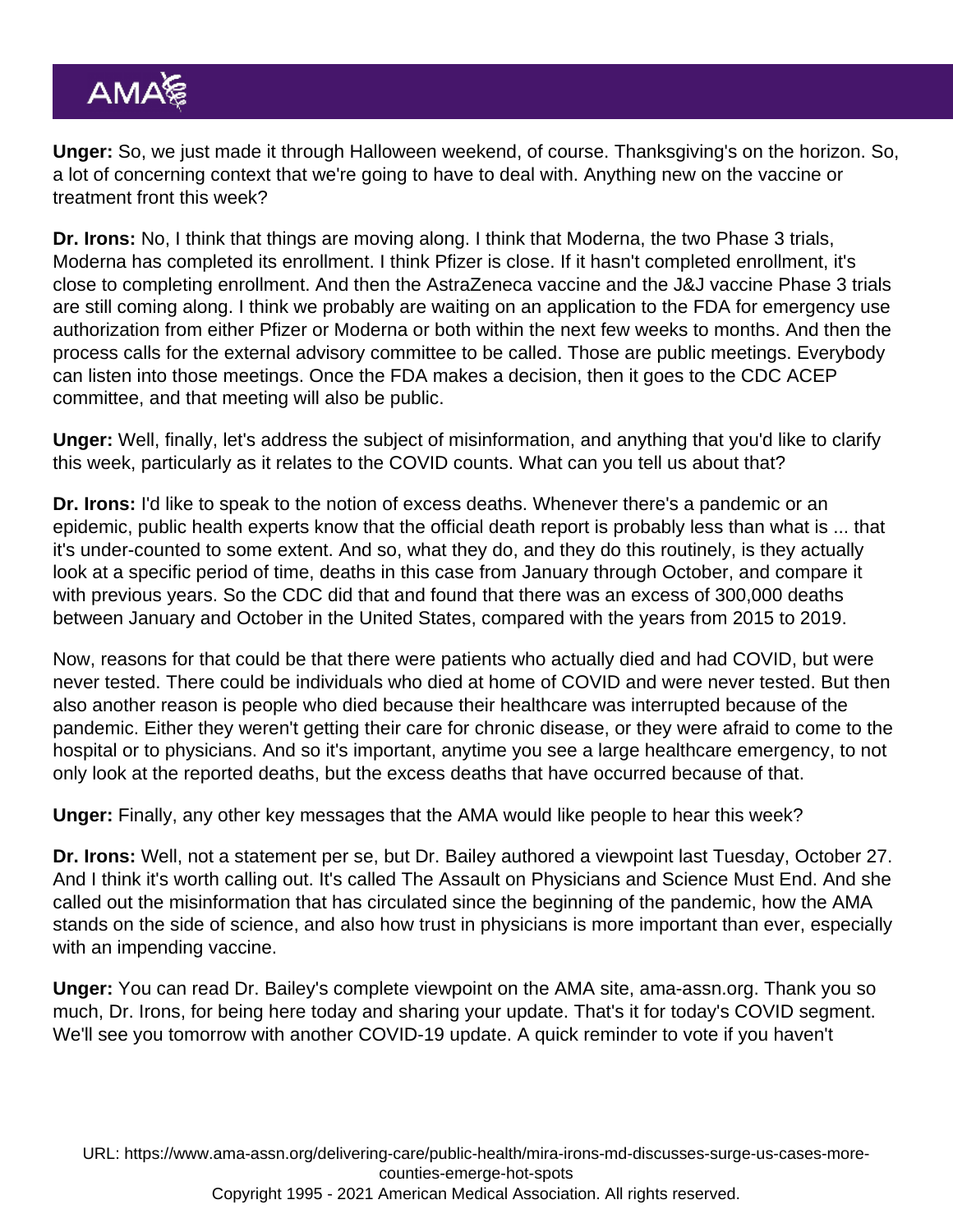**Unger:** So, we just made it through Halloween weekend, of course. Thanksgiving's on the horizon. So, a lot of concerning context that we're going to have to deal with. Anything new on the vaccine or treatment front this week?

**Dr. Irons:** No, I think that things are moving along. I think that Moderna, the two Phase 3 trials, Moderna has completed its enrollment. I think Pfizer is close. If it hasn't completed enrollment, it's close to completing enrollment. And then the AstraZeneca vaccine and the J&J vaccine Phase 3 trials are still coming along. I think we probably are waiting on an application to the FDA for emergency use authorization from either Pfizer or Moderna or both within the next few weeks to months. And then the process calls for the external advisory committee to be called. Those are public meetings. Everybody can listen into those meetings. Once the FDA makes a decision, then it goes to the CDC ACEP committee, and that meeting will also be public.

**Unger:** Well, finally, let's address the subject of misinformation, and anything that you'd like to clarify this week, particularly as it relates to the COVID counts. What can you tell us about that?

**Dr. Irons:** I'd like to speak to the notion of excess deaths. Whenever there's a pandemic or an epidemic, public health experts know that the official death report is probably less than what is ... that it's under-counted to some extent. And so, what they do, and they do this routinely, is they actually look at a specific period of time, deaths in this case from January through October, and compare it with previous years. So the CDC did that and found that there was an excess of 300,000 deaths between January and October in the United States, compared with the years from 2015 to 2019.

Now, reasons for that could be that there were patients who actually died and had COVID, but were never tested. There could be individuals who died at home of COVID and were never tested. But then also another reason is people who died because their healthcare was interrupted because of the pandemic. Either they weren't getting their care for chronic disease, or they were afraid to come to the hospital or to physicians. And so it's important, anytime you see a large healthcare emergency, to not only look at the reported deaths, but the excess deaths that have occurred because of that.

**Unger:** Finally, any other key messages that the AMA would like people to hear this week?

**Dr. Irons:** Well, not a statement per se, but Dr. Bailey authored a viewpoint last Tuesday, October 27. And I think it's worth calling out. It's called The Assault on Physicians and Science Must End. And she called out the misinformation that has circulated since the beginning of the pandemic, how the AMA stands on the side of science, and also how trust in physicians is more important than ever, especially with an impending vaccine.

**Unger:** You can read Dr. Bailey's complete viewpoint on the AMA site, ama-assn.org. Thank you so much, Dr. Irons, for being here today and sharing your update. That's it for today's COVID segment. We'll see you tomorrow with another COVID-19 update. A quick reminder to vote if you haven't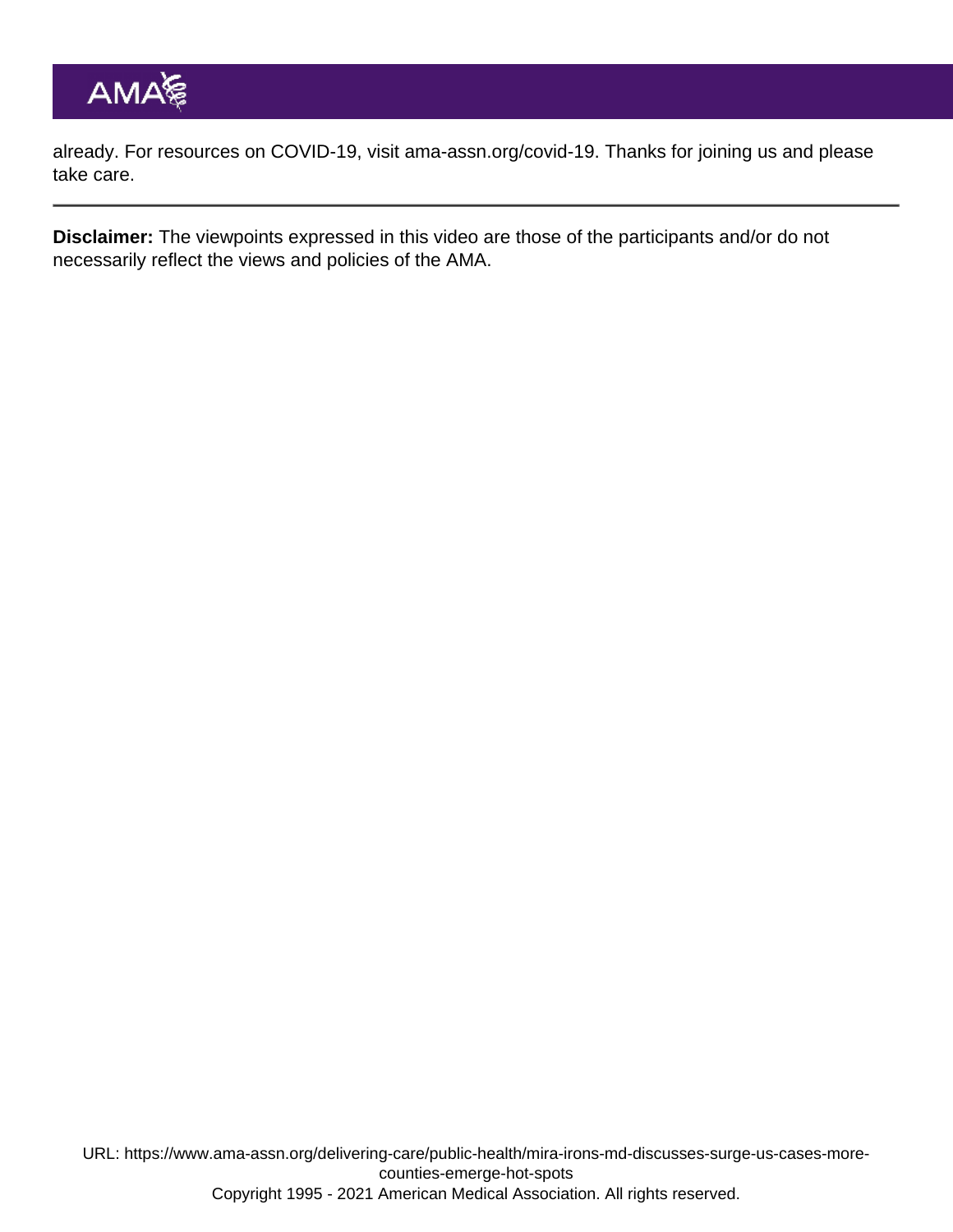already. For resources on COVID-19, visit ama-assn.org/covid-19. Thanks for joining us and please take care.

---

**Disclaimer:** The viewpoints expressed in this video are those of the participants and/or do not necessarily reflect the views and policies of the AMA.